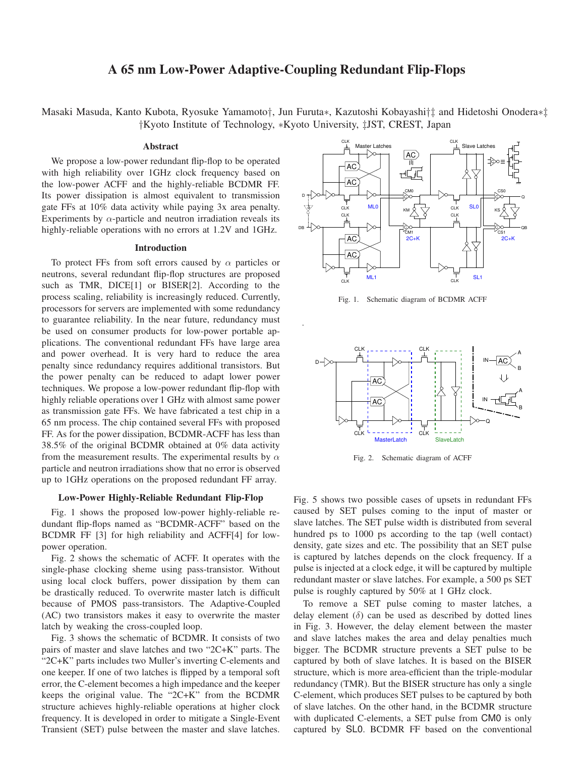# A 65 nm Low-Power Adaptive-Coupling Redundant Flip-Flops

Masaki Masuda, Kanto Kubota, Ryosuke Yamamoto†, Jun Furuta∗, Kazutoshi Kobayashi†‡ and Hidetoshi Onodera∗‡
†Kyoto Institute of Technology, ∗Kyoto University, ‡JST, CREST, Japan

### Abstract

We propose a low-power redundant flip-flop to be operated with high reliability over 1GHz clock frequency based on the low-power ACFF and the highly-reliable BCDMR FF. Its power dissipation is almost equivalent to transmission gate FFs at 10% data activity while paying 3x area penalty. Experiments by $\alpha$-particle and neutron irradiation reveals its highly-reliable operations with no errors at 1.2V and 1GHz.

### Introduction

To protect FFs from soft errors caused by $\alpha$ particles or neutrons, several redundant flip-flop structures are proposed such as TMR, DICE[1] or BISER[2]. According to the process scaling, reliability is increasingly reduced. Currently, processors for servers are implemented with some redundancy to guarantee reliability. In the near future, redundancy must be used on consumer products for low-power portable applications. The conventional redundant FFs have large area and power overhead. It is very hard to reduce the area penalty since redundancy requires additional transistors. But the power penalty can be reduced to adapt lower power techniques. We propose a low-power redundant flip-flop with highly reliable operations over 1 GHz with almost same power as transmission gate FFs. We have fabricated a test chip in a 65 nm process. The chip contained several FFs with proposed FF. As for the power dissipation, BCDMR-ACFF has less than 38.5% of the original BCDMR obtained at 0% data activity from the measurement results. The experimental results by $\alpha$ particle and neutron irradiations show that no error is observed up to 1GHz operations on the proposed redundant FF array.

### Low-Power Highly-Reliable Redundant Flip-Flop

Fig. 1 shows the proposed low-power highly-reliable redundant flip-flops named as "BCDMR-ACFF" based on the BCDMR FF [3] for high reliability and ACFF[4] for low-power operation.

Fig. 2 shows the schematic of ACFF. It operates with the single-phase clocking sheme using pass-transistor. Without using local clock buffers, power dissipation by them can be drastically reduced. To overwrite master latch is difficult because of PMOS pass-transistors. The Adaptive-Coupled (AC) two transistors makes it easy to overwrite the master latch by weaking the cross-coupled loop.

Fig. 3 shows the schematic of BCDMR. It consists of two pairs of master and slave latches and two "2C+K" parts. The "2C+K" parts includes two Muller's inverting C-elements and one keeper. If one of two latches is flipped by a temporal soft error, the C-element becomes a high impedance and the keeper keeps the original value. The "2C+K" from the BCDMR structure achieves highly-reliable operations at higher clock frequency. It is developed in order to mitigate a Single-Event Transient (SET) pulse between the master and slave latches.

Fig. 1. Schematic diagram of BCDMR ACFF

Fig. 2. Schematic diagram of ACFF

Fig. 5 shows two possible cases of upsets in redundant FFs caused by SET pulses coming to the input of master or slave latches. The SET pulse width is distributed from several hundred ps to 1000 ps according to the tap (well contact) density, gate sizes and etc. The possibility that an SET pulse is captured by latches depends on the clock frequency. If a pulse is injected at a clock edge, it will be captured by multiple redundant master or slave latches. For example, a 500 ps SET pulse is roughly captured by 50% at 1 GHz clock.

To remove a SET pulse coming to master latches, a delay element ($\delta$) can be used as described by dotted lines in Fig. 3. However, the delay element between the master and slave latches makes the area and delay penalties much bigger. The BCDMR structure prevents a SET pulse to be captured by both of slave latches. It is based on the BISER structure, which is more area-efficient than the triple-modular redundancy (TMR). But the BISER structure has only a single C-element, which produces SET pulses to be captured by both of slave latches. On the other hand, in the BCDMR structure with duplicated C-elements, a SET pulse from CM0 is only captured by SL0. BCDMR FF based on the conventional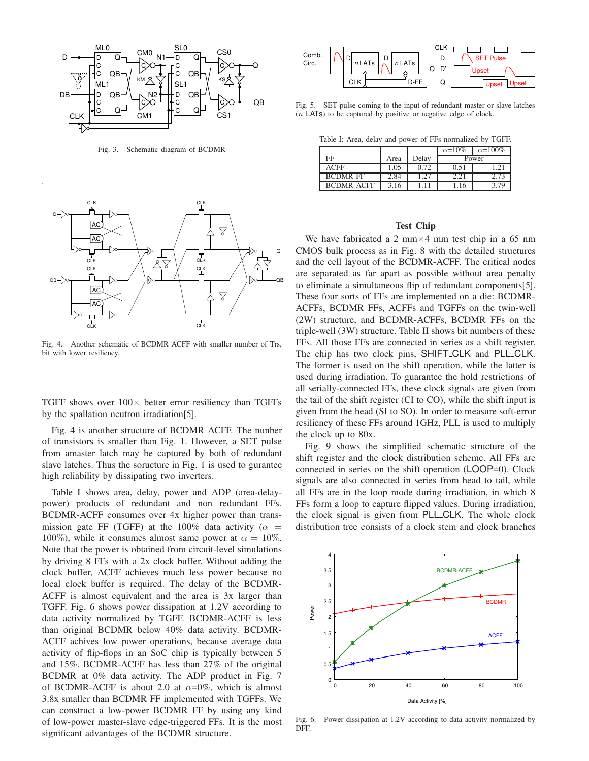Fig. 3. Schematic diagram of BCDMR

Fig. 4. Another schematic of BCDMR ACFF with smaller number of Trs, bit with lower resiliency.

TGFF shows over 100× better error resiliency than TGFFs by the spallation neutron irradiation[5].

Fig. 4 is another structure of BCDMR ACFF. The nunber of transistors is smaller than Fig. 1. However, a SET pulse from amaster latch may be captured by both of redundant slave latches. Thus the soructure in Fig. 1 is used to gurantee high reliability by dissipating two inverters.

Table I shows area, delay, power and ADP (area-delay-power) products of redundant and non redundant FFs. BCDMR-ACFF consumes over 4x higher power than transmission gate FF (TGFF) at the 100% data activity ($\alpha = 100\%$), while it consumes almost same power at $\alpha = 10\%$. Note that the power is obtained from circuit-level simulations by driving 8 FFs with a 2x clock buffer. Without adding the clock buffer, ACFF achieves much less power because no local clock buffer is required. The delay of the BCDMR-ACFF is almost equivalent and the area is 3x larger than TGFF. Fig. 6 shows power dissipation at 1.2V according to data activity normalized by TGFF. BCDMR-ACFF is less than original BCDMR below 40% data activity. BCDMR-ACFF achieves low power operations, because average data activity of flip-flops in an SoC chip is typically between 5 and 15%. BCDMR-ACFF has less than 27% of the original BCDMR at 0% data activity. The ADP product in Fig. 7 of BCDMR-ACFF is about 2.0 at $\alpha$=0%, which is almost 3.8x smaller than BCDMR FF implemented with TGFFs. We can construct a low-power BCDMR FF by using any kind of low-power master-slave edge-triggered FFs. It is the most significant advantages of the BCDMR structure.

Fig. 5. SET pulse coming to the input of redundant master or slave latches ($n$ LATs) to be captured by positive or negative edge of clock.

Table I: Area, delay and power of FFs normalized by TGFF.

| FF | Area | Delay | Power $\alpha$=10% | Power $\alpha$=100% |
|---|---|---|---|---|
| ACFF | 1.05 | 0.72 | 0.51 | 1.21 |
| BCDMR FF | 2.84 | 1.27 | 2.21 | 2.73 |
| BCDMR ACFF | 3.16 | 1.11 | 1.16 | 3.79 |

## Test Chip

We have fabricated a 2 mm×4 mm test chip in a 65 nm CMOS bulk process as in Fig. 8 with the detailed structures and the cell layout of the BCDMR-ACFF. The critical nodes are separated as far apart as possible without area penalty to eliminate a simultaneous flip of redundant components[5]. These four sorts of FFs are implemented on a die: BCDMR-ACFFs, BCDMR FFs, ACFFs and TGFFs on the twin-well (2W) structure, and BCDMR-ACFFs, BCDMR FFs on the triple-well (3W) structure. Table II shows bit numbers of these FFs. All those FFs are connected in series as a shift register. The chip has two clock pins, SHIFT_CLK and PLL_CLK. The former is used on the shift operation, while the latter is used during irradiation. To guarantee the hold restrictions of all serially-connected FFs, these clock signals are given from the tail of the shift register (CI to CO), while the shift input is given from the head (SI to SO). In order to measure soft-error resiliency of these FFs around 1GHz, PLL is used to multiply the clock up to 80x.

Fig. 9 shows the simplified schematic structure of the shift register and the clock distribution scheme. All FFs are connected in series on the shift operation (LOOP=0). Clock signals are also connected in series from head to tail, while all FFs are in the loop mode during irradiation, in which 8 FFs form a loop to capture flipped values. During irradiation, the clock signal is given from PLL_CLK. The whole clock distribution tree consists of a clock stem and clock branches

Fig. 6. Power dissipation at 1.2V according to data activity normalized by DFF.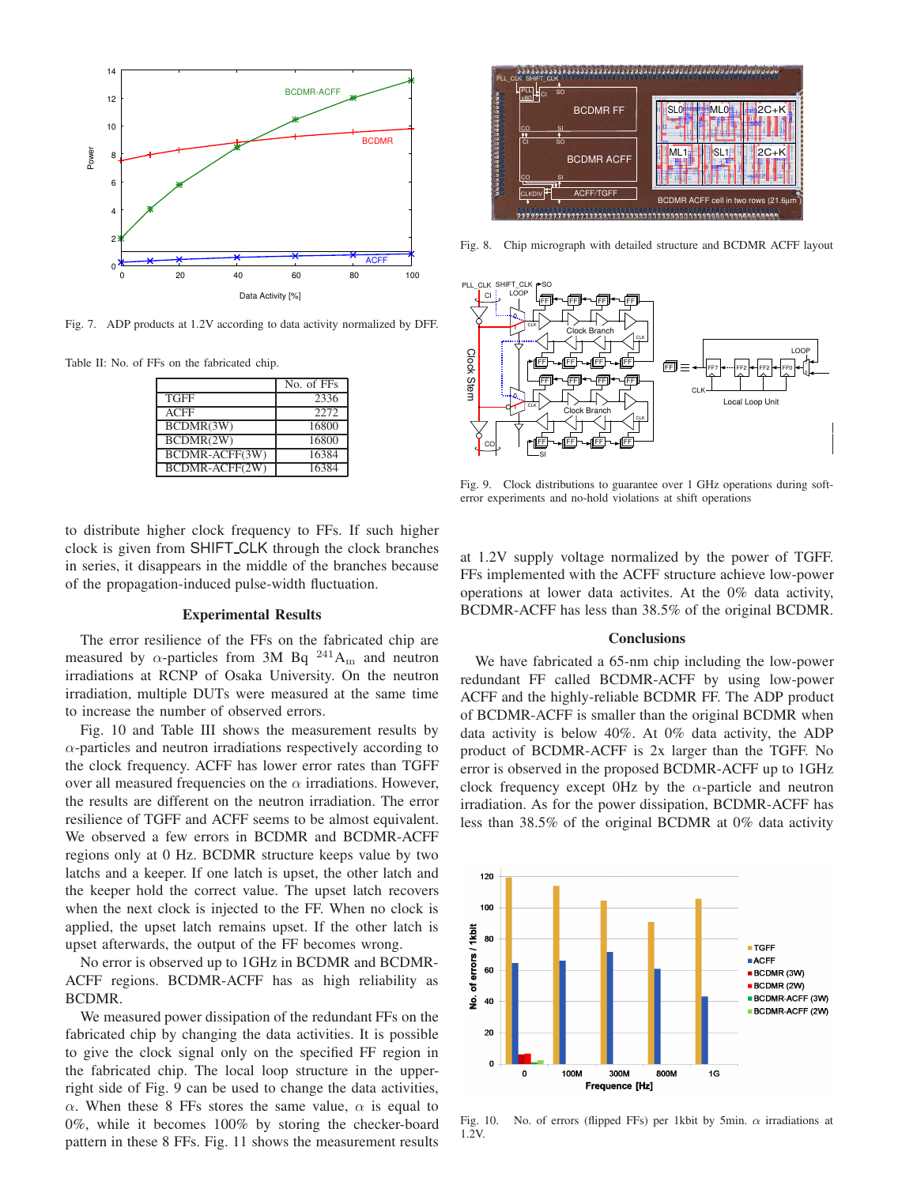Fig. 7. ADP products at 1.2V according to data activity normalized by DFF.

Table II: No. of FFs on the fabricated chip.

| | No. of FFs |
|---|---|
| TGFF | 2336 |
| ACFF | 2272 |
| BCDMR(3W) | 16800 |
| BCDMR(2W) | 16800 |
| BCDMR-ACFF(3W) | 16384 |
| BCDMR-ACFF(2W) | 16384 |

to distribute higher clock frequency to FFs. If such higher clock is given from SHIFT_CLK through the clock branches in series, it disappears in the middle of the branches because of the propagation-induced pulse-width fluctuation.

### Experimental Results

The error resilience of the FFs on the fabricated chip are measured by $\alpha$-particles from 3M Bq $^{241}\mathrm{A_m}$ and neutron irradiations at RCNP of Osaka University. On the neutron irradiation, multiple DUTs were measured at the same time to increase the number of observed errors.

Fig. 10 and Table III shows the measurement results by $\alpha$-particles and neutron irradiations respectively according to the clock frequency. ACFF has lower error rates than TGFF over all measured frequencies on the $\alpha$ irradiations. However, the results are different on the neutron irradiation. The error resilience of TGFF and ACFF seems to be almost equivalent. We observed a few errors in BCDMR and BCDMR-ACFF regions only at 0 Hz. BCDMR structure keeps value by two latchs and a keeper. If one latch is upset, the other latch and the keeper hold the correct value. The upset latch recovers when the next clock is injected to the FF. When no clock is applied, the upset latch remains upset. If the other latch is upset afterwards, the output of the FF becomes wrong.

No error is observed up to 1GHz in BCDMR and BCDMR-ACFF regions. BCDMR-ACFF has as high reliability as BCDMR.

We measured power dissipation of the redundant FFs on the fabricated chip by changing the data activities. It is possible to give the clock signal only on the specified FF region in the fabricated chip. The local loop structure in the upper-right side of Fig. 9 can be used to change the data activities, $\alpha$. When these 8 FFs stores the same value, $\alpha$ is equal to 0%, while it becomes 100% by storing the checker-board pattern in these 8 FFs. Fig. 11 shows the measurement results at 1.2V supply voltage normalized by the power of TGFF. FFs implemented with the ACFF structure achieve low-power operations at lower data activites. At the 0% data activity, BCDMR-ACFF has less than 38.5% of the original BCDMR.

Fig. 8. Chip micrograph with detailed structure and BCDMR ACFF layout

Fig. 9. Clock distributions to guarantee over 1 GHz operations during soft-error experiments and no-hold violations at shift operations

### Conclusions

We have fabricated a 65-nm chip including the low-power redundant FF called BCDMR-ACFF by using low-power ACFF and the highly-reliable BCDMR FF. The ADP product of BCDMR-ACFF is smaller than the original BCDMR when data activity is below 40%. At 0% data activity, the ADP product of BCDMR-ACFF is 2x larger than the TGFF. No error is observed in the proposed BCDMR-ACFF up to 1GHz clock frequency except 0Hz by the $\alpha$-particle and neutron irradiation. As for the power dissipation, BCDMR-ACFF has less than 38.5% of the original BCDMR at 0% data activity

Fig. 10. No. of errors (flipped FFs) per 1kbit by 5min. $\alpha$ irradiations at 1.2V.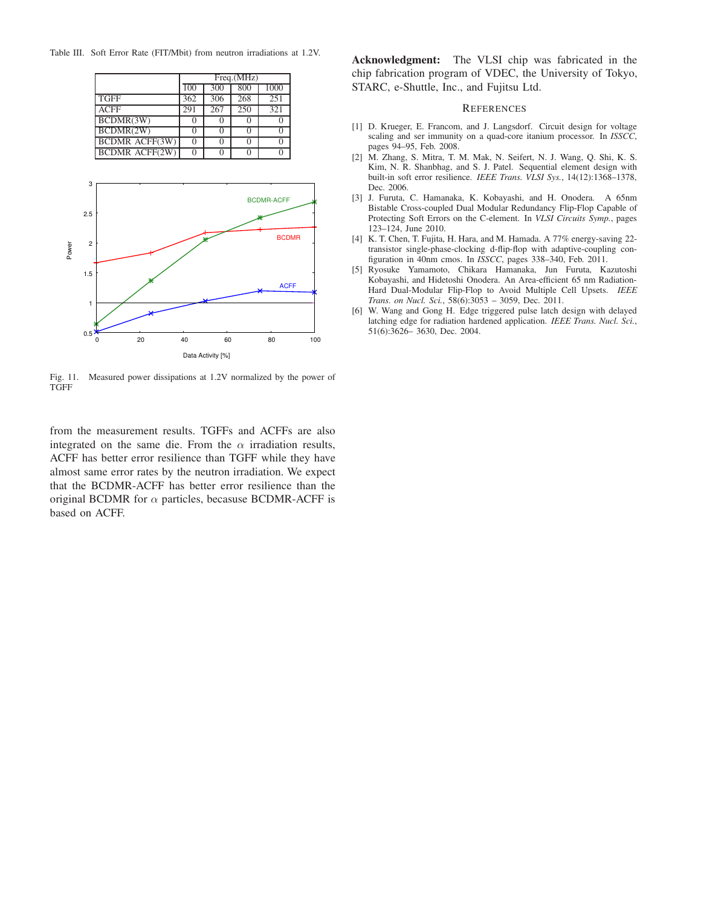Table III. Soft Error Rate (FIT/Mbit) from neutron irradiations at 1.2V.

| | Freq.(MHz) | | | |
|---|---|---|---|---|
| | 100 | 300 | 800 | 1000 |
| TGFF | 362 | 306 | 268 | 251 |
| ACFF | 291 | 267 | 250 | 321 |
| BCDMR(3W) | 0 | 0 | 0 | 0 |
| BCDMR(2W) | 0 | 0 | 0 | 0 |
| BCDMR ACFF(3W) | 0 | 0 | 0 | 0 |
| BCDMR ACFF(2W) | 0 | 0 | 0 | 0 |

Power

0.5
1
1.5
2
2.5
3

Data Activity [%]

0
20
40
60
80
100

BCDMR-ACFF

BCDMR

ACFF

Fig. 11. Measured power dissipations at 1.2V normalized by the power of TGFF

from the measurement results. TGFFs and ACFFs are also integrated on the same die. From the $\alpha$ irradiation results, ACFF has better error resilience than TGFF while they have almost same error rates by the neutron irradiation. We expect that the BCDMR-ACFF has better error resilience than the original BCDMR for $\alpha$ particles, becasuse BCDMR-ACFF is based on ACFF.

**Acknowledgment:** The VLSI chip was fabricated in the chip fabrication program of VDEC, the University of Tokyo, STARC, e-Shuttle, Inc., and Fujitsu Ltd.

## References

[1] D. Krueger, E. Francom, and J. Langsdorf. Circuit design for voltage scaling and ser immunity on a quad-core itanium processor. In *ISSCC*, pages 94–95, Feb. 2008.

[2] M. Zhang, S. Mitra, T. M. Mak, N. Seifert, N. J. Wang, Q. Shi, K. S. Kim, N. R. Shanbhag, and S. J. Patel. Sequential element design with built-in soft error resilience. *IEEE Trans. VLSI Sys.*, 14(12):1368–1378, Dec. 2006.

[3] J. Furuta, C. Hamanaka, K. Kobayashi, and H. Onodera. A 65nm Bistable Cross-coupled Dual Modular Redundancy Flip-Flop Capable of Protecting Soft Errors on the C-element. In *VLSI Circuits Symp.*, pages 123–124, June 2010.

[4] K. T. Chen, T. Fujita, H. Hara, and M. Hamada. A 77% energy-saving 22-transistor single-phase-clocking d-flip-flop with adaptive-coupling configuration in 40nm cmos. In *ISSCC*, pages 338–340, Feb. 2011.

[5] Ryosuke Yamamoto, Chikara Hamanaka, Jun Furuta, Kazutoshi Kobayashi, and Hidetoshi Onodera. An Area-efficient 65 nm Radiation-Hard Dual-Modular Flip-Flop to Avoid Multiple Cell Upsets. *IEEE Trans. on Nucl. Sci.*, 58(6):3053 – 3059, Dec. 2011.

[6] W. Wang and Gong H. Edge triggered pulse latch design with delayed latching edge for radiation hardened application. *IEEE Trans. Nucl. Sci.*, 51(6):3626– 3630, Dec. 2004.